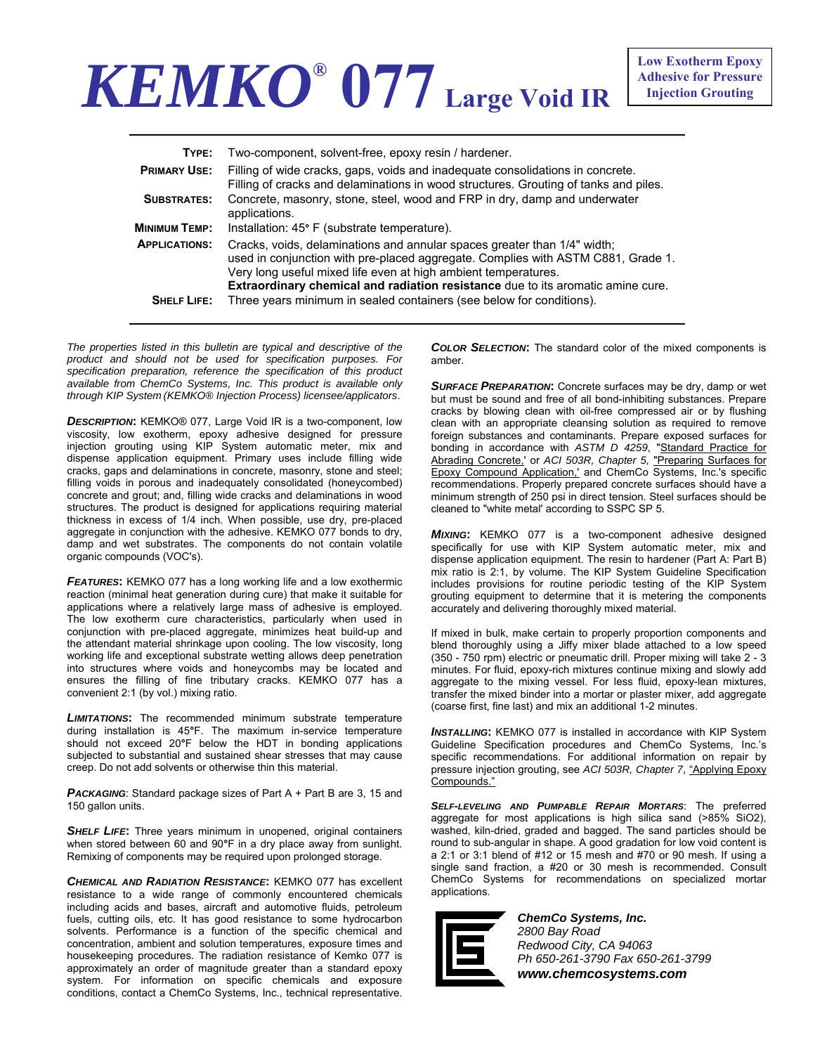# KEMKO® 077 Large Void IR

**Low Exotherm Epoxy Adhesive for Pressure Injection Grouting**

| | |
|---|---|
| **TYPE:** | Two-component, solvent-free, epoxy resin / hardener. |
| **PRIMARY USE:** | Filling of wide cracks, gaps, voids and inadequate consolidations in concrete. Filling of cracks and delaminations in wood structures. Grouting of tanks and piles. |
| **SUBSTRATES:** | Concrete, masonry, stone, steel, wood and FRP in dry, damp and underwater applications. |
| **MINIMUM TEMP:** | Installation: 45° F (substrate temperature). |
| **APPLICATIONS:** | Cracks, voids, delaminations and annular spaces greater than 1/4" width; used in conjunction with pre-placed aggregate. Complies with ASTM C881, Grade 1. Very long useful mixed life even at high ambient temperatures. **Extraordinary chemical and radiation resistance** due to its aromatic amine cure. |
| **SHELF LIFE:** | Three years minimum in sealed containers (see below for conditions). |

*The properties listed in this bulletin are typical and descriptive of the product and should not be used for specification purposes. For specification preparation, reference the specification of this product available from ChemCo Systems, Inc. This product is available only through KIP System (KEMKO® Injection Process) licensee/applicators.*

***DESCRIPTION*:** KEMKO® 077, Large Void IR is a two-component, low viscosity, low exotherm, epoxy adhesive designed for pressure injection grouting using KIP System automatic meter, mix and dispense application equipment. Primary uses include filling wide cracks, gaps and delaminations in concrete, masonry, stone and steel; filling voids in porous and inadequately consolidated (honeycombed) concrete and grout; and, filling wide cracks and delaminations in wood structures. The product is designed for applications requiring material thickness in excess of 1/4 inch. When possible, use dry, pre-placed aggregate in conjunction with the adhesive. KEMKO 077 bonds to dry, damp and wet substrates. The components do not contain volatile organic compounds (VOC's).

***FEATURES*:** KEMKO 077 has a long working life and a low exothermic reaction (minimal heat generation during cure) that make it suitable for applications where a relatively large mass of adhesive is employed. The low exotherm cure characteristics, particularly when used in conjunction with pre-placed aggregate, minimizes heat build-up and the attendant material shrinkage upon cooling. The low viscosity, long working life and exceptional substrate wetting allows deep penetration into structures where voids and honeycombs may be located and ensures the filling of fine tributary cracks. KEMKO 077 has a convenient 2:1 (by vol.) mixing ratio.

***LIMITATIONS*:** The recommended minimum substrate temperature during installation is 45°F. The maximum in-service temperature should not exceed 20°F below the HDT in bonding applications subjected to substantial and sustained shear stresses that may cause creep. Do not add solvents or otherwise thin this material.

***PACKAGING*:** Standard package sizes of Part A + Part B are 3, 15 and 150 gallon units.

***SHELF LIFE*:** Three years minimum in unopened, original containers when stored between 60 and 90°F in a dry place away from sunlight. Remixing of components may be required upon prolonged storage.

***CHEMICAL AND RADIATION RESISTANCE*:** KEMKO 077 has excellent resistance to a wide range of commonly encountered chemicals including acids and bases, aircraft and automotive fluids, petroleum fuels, cutting oils, etc. It has good resistance to some hydrocarbon solvents. Performance is a function of the specific chemical and concentration, ambient and solution temperatures, exposure times and housekeeping procedures. The radiation resistance of Kemko 077 is approximately an order of magnitude greater than a standard epoxy system. For information on specific chemicals and exposure conditions, contact a ChemCo Systems, Inc., technical representative.

***COLOR SELECTION*:** The standard color of the mixed components is amber.

***SURFACE PREPARATION*:** Concrete surfaces may be dry, damp or wet but must be sound and free of all bond-inhibiting substances. Prepare cracks by blowing clean with oil-free compressed air or by flushing clean with an appropriate cleansing solution as required to remove foreign substances and contaminants. Prepare exposed surfaces for bonding in accordance with *ASTM D 4259*, "Standard Practice for Abrading Concrete," or *ACI 503R, Chapter 5*, "Preparing Surfaces for Epoxy Compound Application," and ChemCo Systems, Inc.'s specific recommendations. Properly prepared concrete surfaces should have a minimum strength of 250 psi in direct tension. Steel surfaces should be cleaned to "white metal' according to SSPC SP 5.

***MIXING*:** KEMKO 077 is a two-component adhesive designed specifically for use with KIP System automatic meter, mix and dispense application equipment. The resin to hardener (Part A: Part B) mix ratio is 2:1, by volume. The KIP System Guideline Specification includes provisions for routine periodic testing of the KIP System grouting equipment to determine that it is metering the components accurately and delivering thoroughly mixed material.

If mixed in bulk, make certain to properly proportion components and blend thoroughly using a Jiffy mixer blade attached to a low speed (350 - 750 rpm) electric or pneumatic drill. Proper mixing will take 2 - 3 minutes. For fluid, epoxy-rich mixtures continue mixing and slowly add aggregate to the mixing vessel. For less fluid, epoxy-lean mixtures, transfer the mixed binder into a mortar or plaster mixer, add aggregate (coarse first, fine last) and mix an additional 1-2 minutes.

***INSTALLING*:** KEMKO 077 is installed in accordance with KIP System Guideline Specification procedures and ChemCo Systems, Inc.'s specific recommendations. For additional information on repair by pressure injection grouting, see *ACI 503R, Chapter 7*, "Applying Epoxy Compounds."

***SELF-LEVELING AND PUMPABLE REPAIR MORTARS*:** The preferred aggregate for most applications is high silica sand (>85% $SiO_2$), washed, kiln-dried, graded and bagged. The sand particles should be round to sub-angular in shape. A good gradation for low void content is a 2:1 or 3:1 blend of #12 or 15 mesh and #70 or 90 mesh. If using a single sand fraction, a #20 or 30 mesh is recommended. Consult ChemCo Systems for recommendations on specialized mortar applications.

***ChemCo Systems, Inc.***
*2800 Bay Road*
*Redwood City, CA 94063*
*Ph 650-261-3790 Fax 650-261-3799*
***www.chemcosystems.com***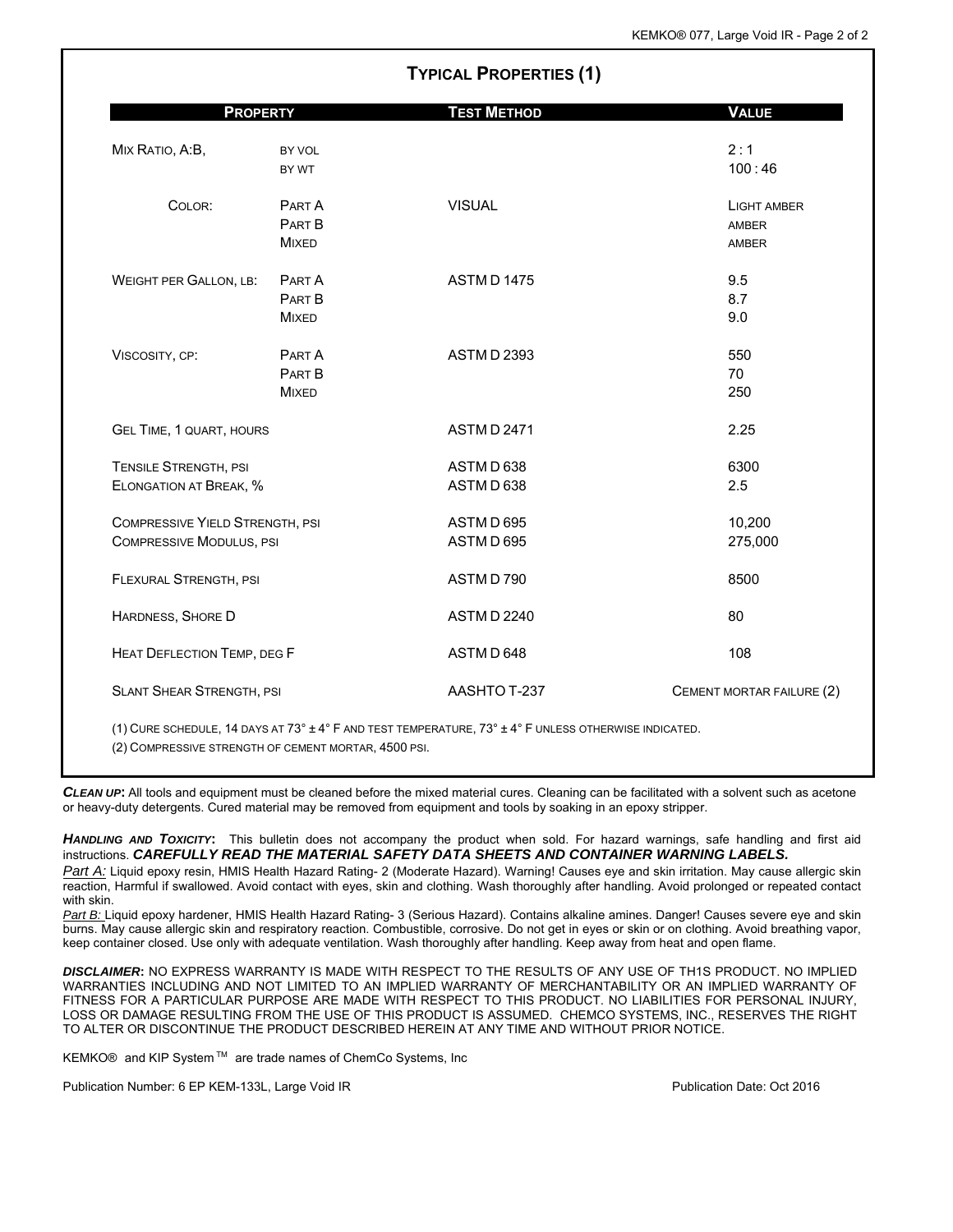## TYPICAL PROPERTIES (1)

| PROPERTY | | TEST METHOD | VALUE |
|---|---|---|---|
| MIX RATIO, A:B, | BY VOL | | 2 : 1 |
| | BY WT | | 100 : 46 |
| COLOR: | PART A | VISUAL | LIGHT AMBER |
| | PART B | | AMBER |
| | MIXED | | AMBER |
| WEIGHT PER GALLON, LB: | PART A | ASTM D 1475 | 9.5 |
| | PART B | | 8.7 |
| | MIXED | | 9.0 |
| VISCOSITY, CP: | PART A | ASTM D 2393 | 550 |
| | PART B | | 70 |
| | MIXED | | 250 |
| GEL TIME, 1 QUART, HOURS | | ASTM D 2471 | 2.25 |
| TENSILE STRENGTH, PSI | | ASTM D 638 | 6300 |
| ELONGATION AT BREAK, % | | ASTM D 638 | 2.5 |
| COMPRESSIVE YIELD STRENGTH, PSI | | ASTM D 695 | 10,200 |
| COMPRESSIVE MODULUS, PSI | | ASTM D 695 | 275,000 |
| FLEXURAL STRENGTH, PSI | | ASTM D 790 | 8500 |
| HARDNESS, SHORE D | | ASTM D 2240 | 80 |
| HEAT DEFLECTION TEMP, DEG F | | ASTM D 648 | 108 |
| SLANT SHEAR STRENGTH, PSI | | AASHTO T-237 | CEMENT MORTAR FAILURE (2) |

(1) CURE SCHEDULE, 14 DAYS AT 73° ± 4° F AND TEST TEMPERATURE, 73° ± 4° F UNLESS OTHERWISE INDICATED.

(2) COMPRESSIVE STRENGTH OF CEMENT MORTAR, 4500 PSI.

***CLEAN UP*:** All tools and equipment must be cleaned before the mixed material cures. Cleaning can be facilitated with a solvent such as acetone or heavy-duty detergents. Cured material may be removed from equipment and tools by soaking in an epoxy stripper.

***HANDLING AND TOXICITY*:** This bulletin does not accompany the product when sold. For hazard warnings, safe handling and first aid instructions. ***CAREFULLY READ THE MATERIAL SAFETY DATA SHEETS AND CONTAINER WARNING LABELS.***

*Part A:* Liquid epoxy resin, HMIS Health Hazard Rating- 2 (Moderate Hazard). Warning! Causes eye and skin irritation. May cause allergic skin reaction, Harmful if swallowed. Avoid contact with eyes, skin and clothing. Wash thoroughly after handling. Avoid prolonged or repeated contact with skin.

*Part B:* Liquid epoxy hardener, HMIS Health Hazard Rating- 3 (Serious Hazard). Contains alkaline amines. Danger! Causes severe eye and skin burns. May cause allergic skin and respiratory reaction. Combustible, corrosive. Do not get in eyes or skin or on clothing. Avoid breathing vapor, keep container closed. Use only with adequate ventilation. Wash thoroughly after handling. Keep away from heat and open flame.

***DISCLAIMER*:** NO EXPRESS WARRANTY IS MADE WITH RESPECT TO THE RESULTS OF ANY USE OF TH1S PRODUCT. NO IMPLIED WARRANTIES INCLUDING AND NOT LIMITED TO AN IMPLIED WARRANTY OF MERCHANTABILITY OR AN IMPLIED WARRANTY OF FITNESS FOR A PARTICULAR PURPOSE ARE MADE WITH RESPECT TO THIS PRODUCT. NO LIABILITIES FOR PERSONAL INJURY, LOSS OR DAMAGE RESULTING FROM THE USE OF THIS PRODUCT IS ASSUMED. CHEMCO SYSTEMS, INC., RESERVES THE RIGHT TO ALTER OR DISCONTINUE THE PRODUCT DESCRIBED HEREIN AT ANY TIME AND WITHOUT PRIOR NOTICE.

KEMKO® and KIP System™ are trade names of ChemCo Systems, Inc

Publication Number: 6 EP KEM-133L, Large Void IR

Publication Date: Oct 2016